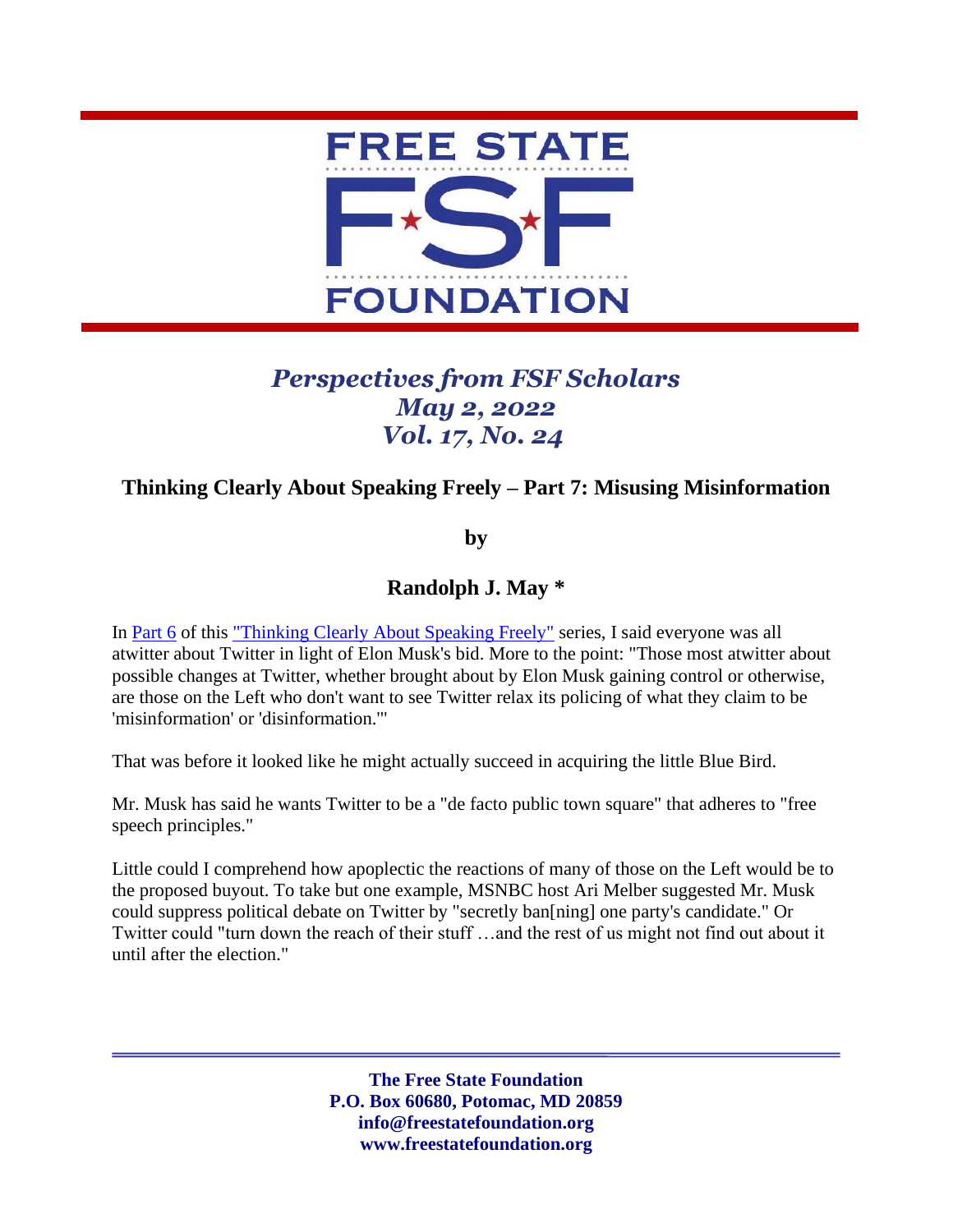# FREE STATE FSF FOUNDATION

*Perspectives from FSF Scholars*
*May 2, 2022*
*Vol. 17, No. 24*

## Thinking Clearly About Speaking Freely – Part 7: Misusing Misinformation

**by**

**Randolph J. May \***

In Part 6 of this "Thinking Clearly About Speaking Freely" series, I said everyone was all atwitter about Twitter in light of Elon Musk's bid. More to the point: "Those most atwitter about possible changes at Twitter, whether brought about by Elon Musk gaining control or otherwise, are those on the Left who don't want to see Twitter relax its policing of what they claim to be 'misinformation' or 'disinformation.'"

That was before it looked like he might actually succeed in acquiring the little Blue Bird.

Mr. Musk has said he wants Twitter to be a "de facto public town square" that adheres to "free speech principles."

Little could I comprehend how apoplectic the reactions of many of those on the Left would be to the proposed buyout. To take but one example, MSNBC host Ari Melber suggested Mr. Musk could suppress political debate on Twitter by "secretly ban[ning] one party's candidate." Or Twitter could "turn down the reach of their stuff …and the rest of us might not find out about it until after the election."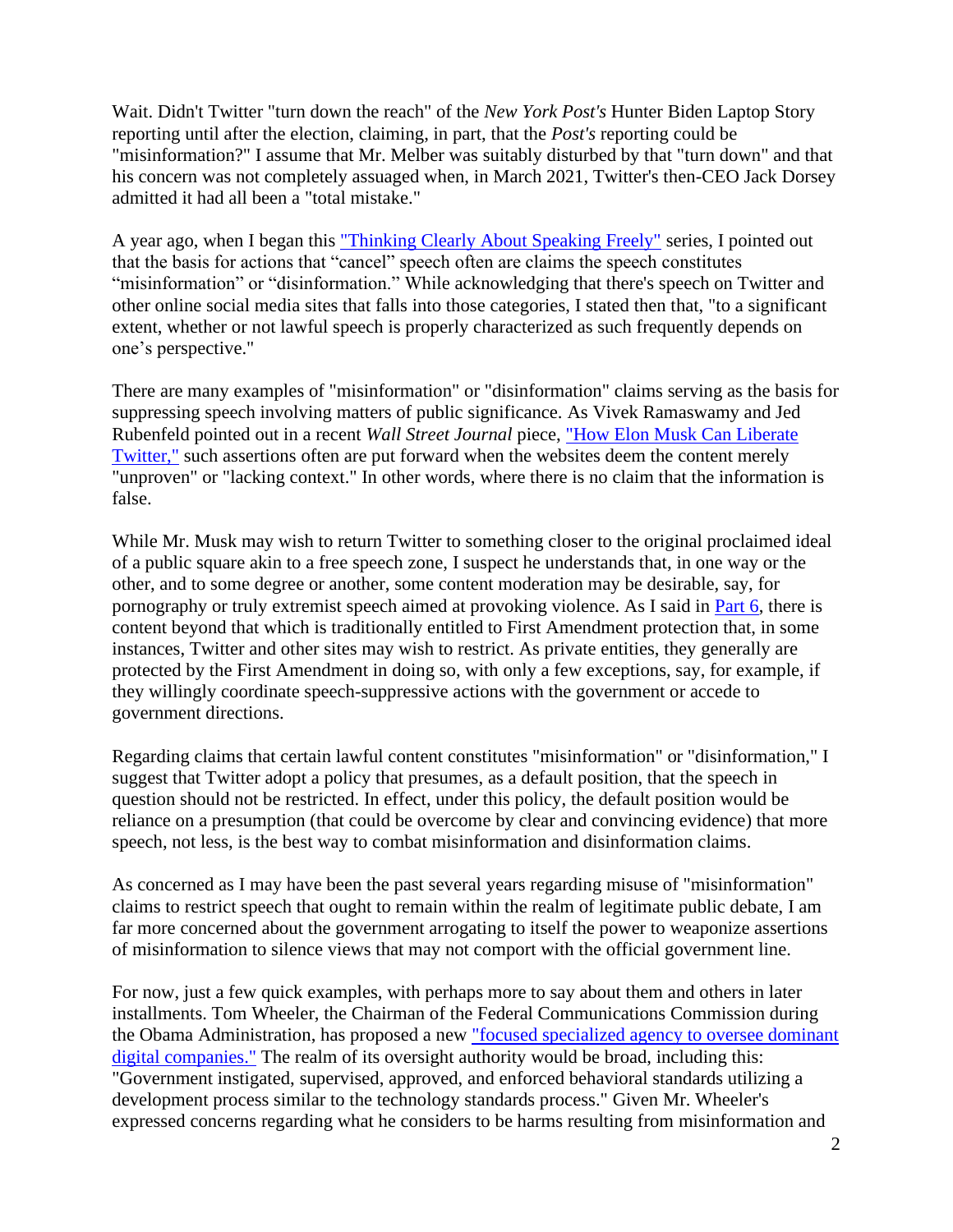Wait. Didn't Twitter "turn down the reach" of the *New York Post's* Hunter Biden Laptop Story reporting until after the election, claiming, in part, that the *Post's* reporting could be "misinformation?" I assume that Mr. Melber was suitably disturbed by that "turn down" and that his concern was not completely assuaged when, in March 2021, Twitter's then-CEO Jack Dorsey admitted it had all been a "total mistake."

A year ago, when I began this ["Thinking Clearly About Speaking Freely"]() series, I pointed out that the basis for actions that "cancel" speech often are claims the speech constitutes "misinformation" or "disinformation." While acknowledging that there's speech on Twitter and other online social media sites that falls into those categories, I stated then that, "to a significant extent, whether or not lawful speech is properly characterized as such frequently depends on one's perspective."

There are many examples of "misinformation" or "disinformation" claims serving as the basis for suppressing speech involving matters of public significance. As Vivek Ramaswamy and Jed Rubenfeld pointed out in a recent *Wall Street Journal* piece, ["How Elon Musk Can Liberate Twitter,"]() such assertions often are put forward when the websites deem the content merely "unproven" or "lacking context." In other words, where there is no claim that the information is false.

While Mr. Musk may wish to return Twitter to something closer to the original proclaimed ideal of a public square akin to a free speech zone, I suspect he understands that, in one way or the other, and to some degree or another, some content moderation may be desirable, say, for pornography or truly extremist speech aimed at provoking violence. As I said in [Part 6](), there is content beyond that which is traditionally entitled to First Amendment protection that, in some instances, Twitter and other sites may wish to restrict. As private entities, they generally are protected by the First Amendment in doing so, with only a few exceptions, say, for example, if they willingly coordinate speech-suppressive actions with the government or accede to government directions.

Regarding claims that certain lawful content constitutes "misinformation" or "disinformation," I suggest that Twitter adopt a policy that presumes, as a default position, that the speech in question should not be restricted. In effect, under this policy, the default position would be reliance on a presumption (that could be overcome by clear and convincing evidence) that more speech, not less, is the best way to combat misinformation and disinformation claims.

As concerned as I may have been the past several years regarding misuse of "misinformation" claims to restrict speech that ought to remain within the realm of legitimate public debate, I am far more concerned about the government arrogating to itself the power to weaponize assertions of misinformation to silence views that may not comport with the official government line.

For now, just a few quick examples, with perhaps more to say about them and others in later installments. Tom Wheeler, the Chairman of the Federal Communications Commission during the Obama Administration, has proposed a new ["focused specialized agency to oversee dominant digital companies."]() The realm of its oversight authority would be broad, including this: "Government instigated, supervised, approved, and enforced behavioral standards utilizing a development process similar to the technology standards process." Given Mr. Wheeler's expressed concerns regarding what he considers to be harms resulting from misinformation and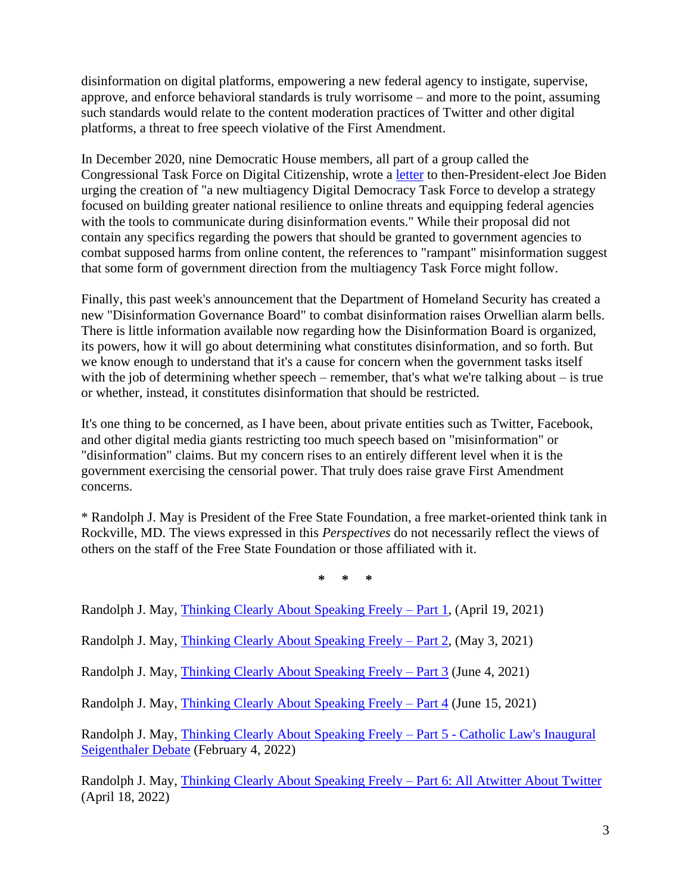disinformation on digital platforms, empowering a new federal agency to instigate, supervise, approve, and enforce behavioral standards is truly worrisome – and more to the point, assuming such standards would relate to the content moderation practices of Twitter and other digital platforms, a threat to free speech violative of the First Amendment.

In December 2020, nine Democratic House members, all part of a group called the Congressional Task Force on Digital Citizenship, wrote a letter to then-President-elect Joe Biden urging the creation of "a new multiagency Digital Democracy Task Force to develop a strategy focused on building greater national resilience to online threats and equipping federal agencies with the tools to communicate during disinformation events." While their proposal did not contain any specifics regarding the powers that should be granted to government agencies to combat supposed harms from online content, the references to "rampant" misinformation suggest that some form of government direction from the multiagency Task Force might follow.

Finally, this past week's announcement that the Department of Homeland Security has created a new "Disinformation Governance Board" to combat disinformation raises Orwellian alarm bells. There is little information available now regarding how the Disinformation Board is organized, its powers, how it will go about determining what constitutes disinformation, and so forth. But we know enough to understand that it's a cause for concern when the government tasks itself with the job of determining whether speech – remember, that's what we're talking about – is true or whether, instead, it constitutes disinformation that should be restricted.

It's one thing to be concerned, as I have been, about private entities such as Twitter, Facebook, and other digital media giants restricting too much speech based on "misinformation" or "disinformation" claims. But my concern rises to an entirely different level when it is the government exercising the censorial power. That truly does raise grave First Amendment concerns.

* Randolph J. May is President of the Free State Foundation, a free market-oriented think tank in Rockville, MD. The views expressed in this *Perspectives* do not necessarily reflect the views of others on the staff of the Free State Foundation or those affiliated with it.

\* \* \*

Randolph J. May, Thinking Clearly About Speaking Freely – Part 1, (April 19, 2021)

Randolph J. May, Thinking Clearly About Speaking Freely – Part 2, (May 3, 2021)

Randolph J. May, Thinking Clearly About Speaking Freely – Part 3 (June 4, 2021)

Randolph J. May, Thinking Clearly About Speaking Freely – Part 4 (June 15, 2021)

Randolph J. May, Thinking Clearly About Speaking Freely – Part 5 - Catholic Law's Inaugural Seigenthaler Debate (February 4, 2022)

Randolph J. May, Thinking Clearly About Speaking Freely – Part 6: All Atwitter About Twitter (April 18, 2022)